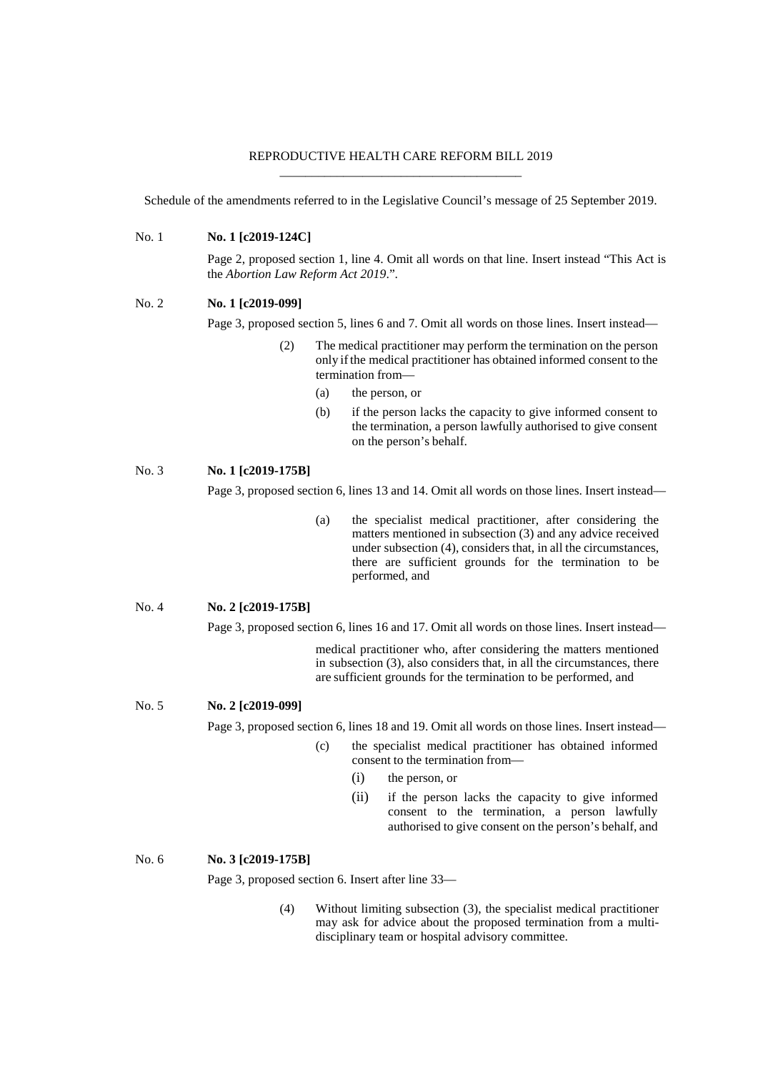# REPRODUCTIVE HEALTH CARE REFORM BILL 2019

Schedule of the amendments referred to in the Legislative Council's message of 25 September 2019.

No. 1 **No. 1 [c2019-124C]**

Page 2, proposed section 1, line 4. Omit all words on that line. Insert instead "This Act is the *Abortion Law Reform Act 2019*.".

No. 2 **No. 1 [c2019-099]**

Page 3, proposed section 5, lines 6 and 7. Omit all words on those lines. Insert instead—

(2) The medical practitioner may perform the termination on the person only if the medical practitioner has obtained informed consent to the termination from—

(a) the person, or

(b) if the person lacks the capacity to give informed consent to the termination, a person lawfully authorised to give consent on the person's behalf.

No. 3 **No. 1 [c2019-175B]**

Page 3, proposed section 6, lines 13 and 14. Omit all words on those lines. Insert instead—

(a) the specialist medical practitioner, after considering the matters mentioned in subsection (3) and any advice received under subsection (4), considers that, in all the circumstances, there are sufficient grounds for the termination to be performed, and

No. 4 **No. 2 [c2019-175B]**

Page 3, proposed section 6, lines 16 and 17. Omit all words on those lines. Insert instead—

medical practitioner who, after considering the matters mentioned in subsection (3), also considers that, in all the circumstances, there are sufficient grounds for the termination to be performed, and

No. 5 **No. 2 [c2019-099]**

Page 3, proposed section 6, lines 18 and 19. Omit all words on those lines. Insert instead—

(c) the specialist medical practitioner has obtained informed consent to the termination from—

(i) the person, or

(ii) if the person lacks the capacity to give informed consent to the termination, a person lawfully authorised to give consent on the person's behalf, and

No. 6 **No. 3 [c2019-175B]**

Page 3, proposed section 6. Insert after line 33—

(4) Without limiting subsection (3), the specialist medical practitioner may ask for advice about the proposed termination from a multi-disciplinary team or hospital advisory committee.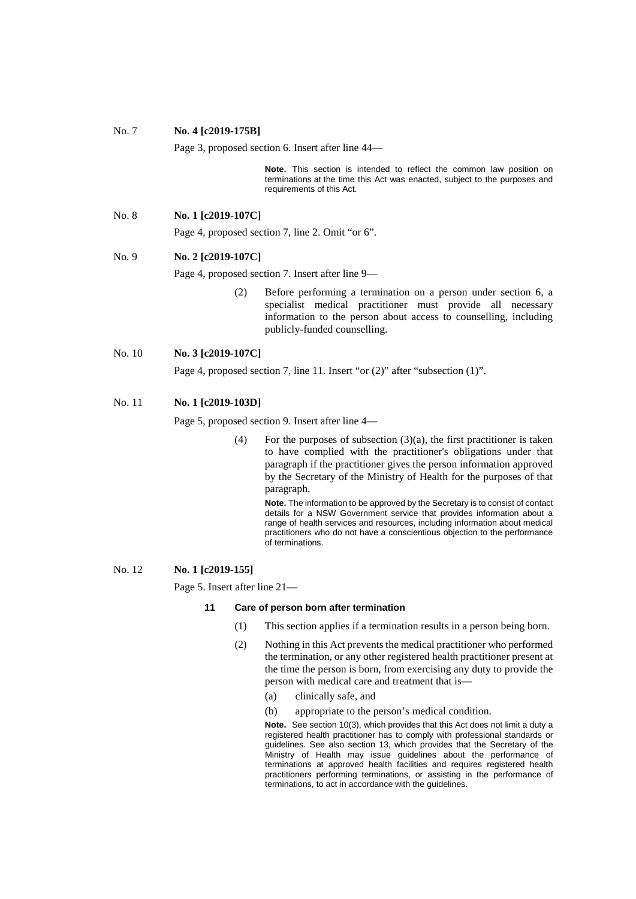No. 7 **No. 4 [c2019-175B]**

Page 3, proposed section 6. Insert after line 44—

> **Note.** This section is intended to reflect the common law position on terminations at the time this Act was enacted, subject to the purposes and requirements of this Act.

No. 8 **No. 1 [c2019-107C]**

Page 4, proposed section 7, line 2. Omit "or 6".

No. 9 **No. 2 [c2019-107C]**

Page 4, proposed section 7. Insert after line 9—

> (2) Before performing a termination on a person under section 6, a specialist medical practitioner must provide all necessary information to the person about access to counselling, including publicly-funded counselling.

No. 10 **No. 3 [c2019-107C]**

Page 4, proposed section 7, line 11. Insert "or (2)" after "subsection (1)".

No. 11 **No. 1 [c2019-103D]**

Page 5, proposed section 9. Insert after line 4—

> (4) For the purposes of subsection (3)(a), the first practitioner is taken to have complied with the practitioner's obligations under that paragraph if the practitioner gives the person information approved by the Secretary of the Ministry of Health for the purposes of that paragraph.
>
> **Note.** The information to be approved by the Secretary is to consist of contact details for a NSW Government service that provides information about a range of health services and resources, including information about medical practitioners who do not have a conscientious objection to the performance of terminations.

No. 12 **No. 1 [c2019-155]**

Page 5. Insert after line 21—

> **11 Care of person born after termination**
>
> (1) This section applies if a termination results in a person being born.
>
> (2) Nothing in this Act prevents the medical practitioner who performed the termination, or any other registered health practitioner present at the time the person is born, from exercising any duty to provide the person with medical care and treatment that is—
>
> (a) clinically safe, and
>
> (b) appropriate to the person's medical condition.
>
> **Note.** See section 10(3), which provides that this Act does not limit a duty a registered health practitioner has to comply with professional standards or guidelines. See also section 13, which provides that the Secretary of the Ministry of Health may issue guidelines about the performance of terminations at approved health facilities and requires registered health practitioners performing terminations, or assisting in the performance of terminations, to act in accordance with the guidelines.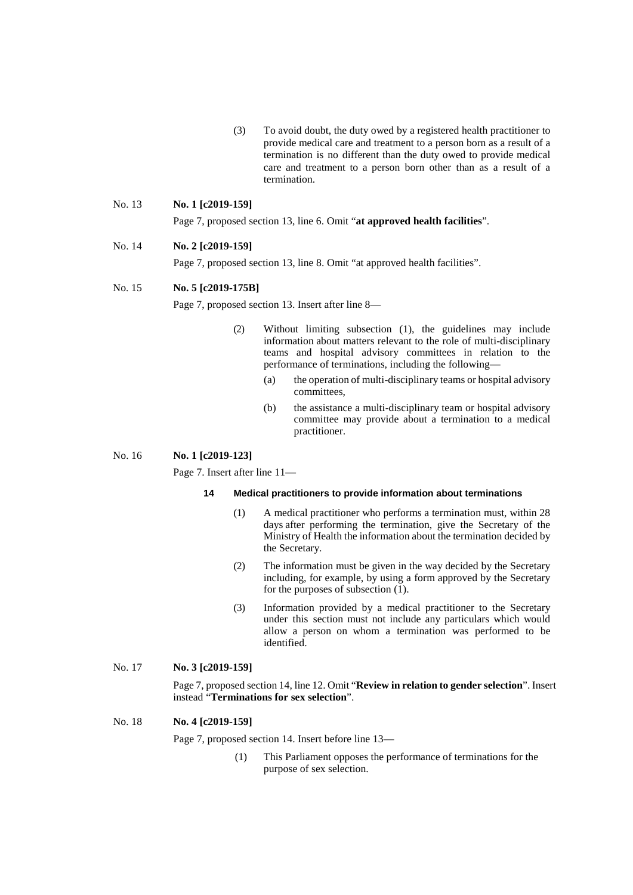(3) To avoid doubt, the duty owed by a registered health practitioner to provide medical care and treatment to a person born as a result of a termination is no different than the duty owed to provide medical care and treatment to a person born other than as a result of a termination.

No. 13 **No. 1 [c2019-159]**

Page 7, proposed section 13, line 6. Omit "**at approved health facilities**".

No. 14 **No. 2 [c2019-159]**

Page 7, proposed section 13, line 8. Omit "at approved health facilities".

No. 15 **No. 5 [c2019-175B]**

Page 7, proposed section 13. Insert after line 8—

(2) Without limiting subsection (1), the guidelines may include information about matters relevant to the role of multi-disciplinary teams and hospital advisory committees in relation to the performance of terminations, including the following—

(a) the operation of multi-disciplinary teams or hospital advisory committees,

(b) the assistance a multi-disciplinary team or hospital advisory committee may provide about a termination to a medical practitioner.

No. 16 **No. 1 [c2019-123]**

Page 7. Insert after line 11—

**14 Medical practitioners to provide information about terminations**

(1) A medical practitioner who performs a termination must, within 28 days after performing the termination, give the Secretary of the Ministry of Health the information about the termination decided by the Secretary.

(2) The information must be given in the way decided by the Secretary including, for example, by using a form approved by the Secretary for the purposes of subsection (1).

(3) Information provided by a medical practitioner to the Secretary under this section must not include any particulars which would allow a person on whom a termination was performed to be identified.

No. 17 **No. 3 [c2019-159]**

Page 7, proposed section 14, line 12. Omit "**Review in relation to gender selection**". Insert instead "**Terminations for sex selection**".

No. 18 **No. 4 [c2019-159]**

Page 7, proposed section 14. Insert before line 13—

(1) This Parliament opposes the performance of terminations for the purpose of sex selection.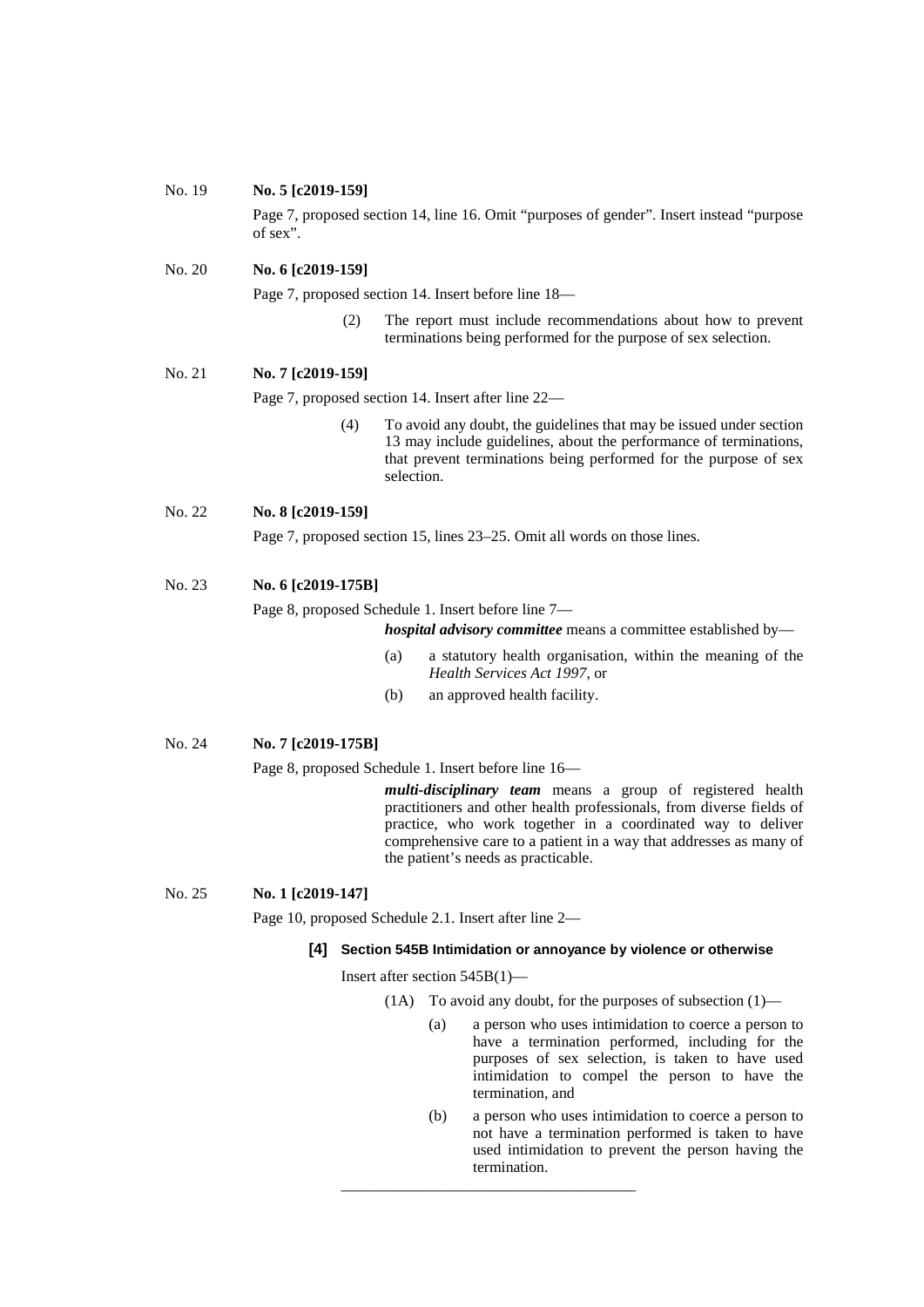No. 19 **No. 5 [c2019-159]**

Page 7, proposed section 14, line 16. Omit "purposes of gender". Insert instead "purpose of sex".

No. 20 **No. 6 [c2019-159]**

Page 7, proposed section 14. Insert before line 18—

(2) The report must include recommendations about how to prevent terminations being performed for the purpose of sex selection.

No. 21 **No. 7 [c2019-159]**

Page 7, proposed section 14. Insert after line 22—

(4) To avoid any doubt, the guidelines that may be issued under section 13 may include guidelines, about the performance of terminations, that prevent terminations being performed for the purpose of sex selection.

No. 22 **No. 8 [c2019-159]**

Page 7, proposed section 15, lines 23–25. Omit all words on those lines.

No. 23 **No. 6 [c2019-175B]**

Page 8, proposed Schedule 1. Insert before line 7—

***hospital advisory committee*** means a committee established by—

(a) a statutory health organisation, within the meaning of the *Health Services Act 1997*, or

(b) an approved health facility.

No. 24 **No. 7 [c2019-175B]**

Page 8, proposed Schedule 1. Insert before line 16—

***multi-disciplinary team*** means a group of registered health practitioners and other health professionals, from diverse fields of practice, who work together in a coordinated way to deliver comprehensive care to a patient in a way that addresses as many of the patient's needs as practicable.

No. 25 **No. 1 [c2019-147]**

Page 10, proposed Schedule 2.1. Insert after line 2—

**[4] Section 545B Intimidation or annoyance by violence or otherwise**

Insert after section 545B(1)—

(1A) To avoid any doubt, for the purposes of subsection (1)—

(a) a person who uses intimidation to coerce a person to have a termination performed, including for the purposes of sex selection, is taken to have used intimidation to compel the person to have the termination, and

(b) a person who uses intimidation to coerce a person to not have a termination performed is taken to have used intimidation to prevent the person having the termination.

---